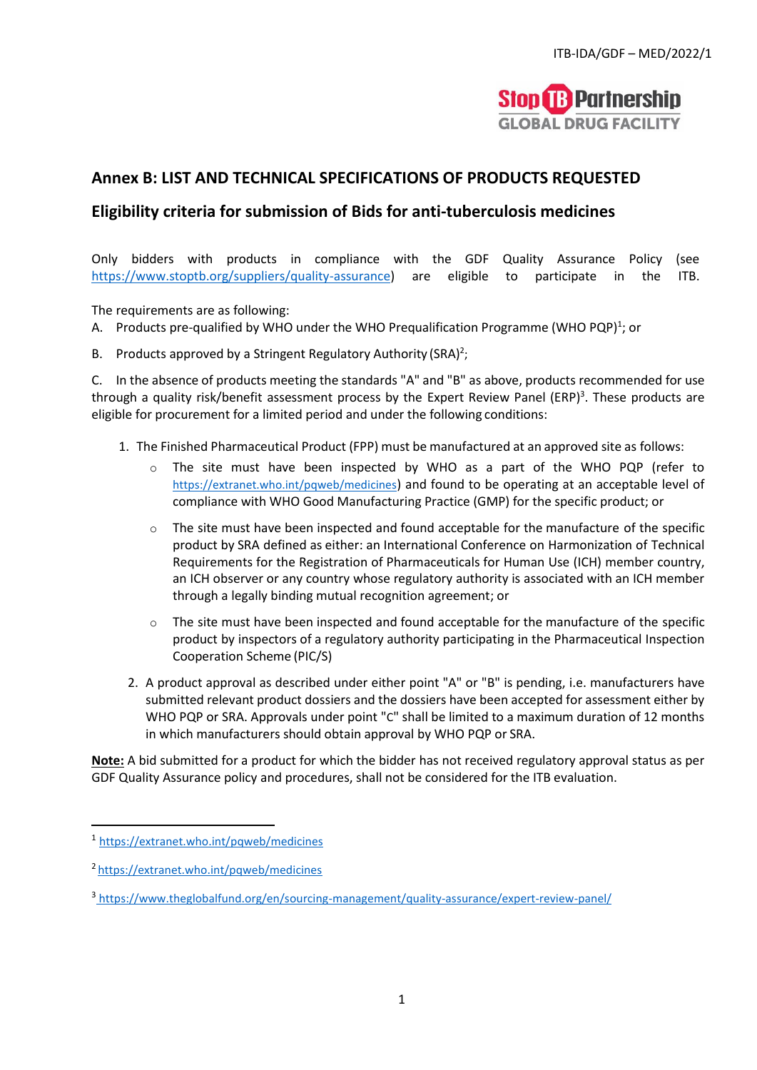## Annex B: LIST AND TECHNICAL SPECIFICATIONS OF PRODUCTS REQUESTED

## Eligibility criteria for submission of Bids for anti-tuberculosis medicines

Only bidders with products in compliance with the GDF Quality Assurance Policy (see https://www.stoptb.org/suppliers/quality-assurance) are eligible to participate in the ITB.

The requirements are as following:

A. Products pre-qualified by WHO under the WHO Prequalification Programme (WHO PQP)[1]; or

B. Products approved by a Stringent Regulatory Authority (SRA)[2];

C. In the absence of products meeting the standards "A" and "B" as above, products recommended for use through a quality risk/benefit assessment process by the Expert Review Panel (ERP)[3]. These products are eligible for procurement for a limited period and under the following conditions:

1. The Finished Pharmaceutical Product (FPP) must be manufactured at an approved site as follows:
   - The site must have been inspected by WHO as a part of the WHO PQP (refer to https://extranet.who.int/pqweb/medicines) and found to be operating at an acceptable level of compliance with WHO Good Manufacturing Practice (GMP) for the specific product; or
   - The site must have been inspected and found acceptable for the manufacture of the specific product by SRA defined as either: an International Conference on Harmonization of Technical Requirements for the Registration of Pharmaceuticals for Human Use (ICH) member country, an ICH observer or any country whose regulatory authority is associated with an ICH member through a legally binding mutual recognition agreement; or
   - The site must have been inspected and found acceptable for the manufacture of the specific product by inspectors of a regulatory authority participating in the Pharmaceutical Inspection Cooperation Scheme (PIC/S)
2. A product approval as described under either point "A" or "B" is pending, i.e. manufacturers have submitted relevant product dossiers and the dossiers have been accepted for assessment either by WHO PQP or SRA. Approvals under point "C" shall be limited to a maximum duration of 12 months in which manufacturers should obtain approval by WHO PQP or SRA.

**<u>Note:</u>** A bid submitted for a product for which the bidder has not received regulatory approval status as per GDF Quality Assurance policy and procedures, shall not be considered for the ITB evaluation.

---

[1] https://extranet.who.int/pqweb/medicines

[2] https://extranet.who.int/pqweb/medicines

[3] https://www.theglobalfund.org/en/sourcing-management/quality-assurance/expert-review-panel/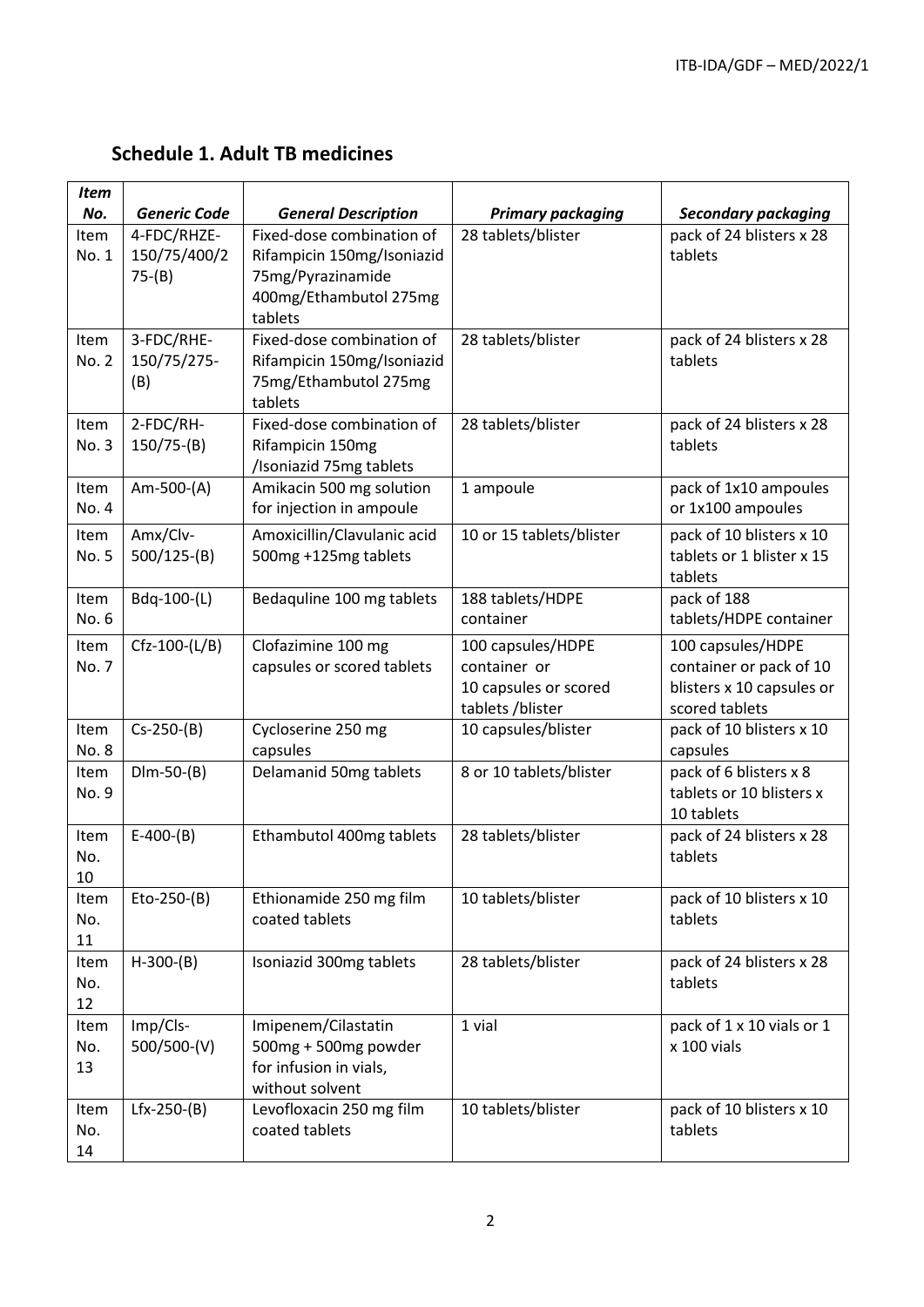## Schedule 1. Adult TB medicines

| *Item No.* | *Generic Code* | *General Description* | *Primary packaging* | *Secondary packaging* |
|---|---|---|---|---|
| Item No. 1 | 4-FDC/RHZE-150/75/400/275-(B) | Fixed-dose combination of Rifampicin 150mg/Isoniazid 75mg/Pyrazinamide 400mg/Ethambutol 275mg tablets | 28 tablets/blister | pack of 24 blisters x 28 tablets |
| Item No. 2 | 3-FDC/RHE-150/75/275-(B) | Fixed-dose combination of Rifampicin 150mg/Isoniazid 75mg/Ethambutol 275mg tablets | 28 tablets/blister | pack of 24 blisters x 28 tablets |
| Item No. 3 | 2-FDC/RH-150/75-(B) | Fixed-dose combination of Rifampicin 150mg /Isoniazid 75mg tablets | 28 tablets/blister | pack of 24 blisters x 28 tablets |
| Item No. 4 | Am-500-(A) | Amikacin 500 mg solution for injection in ampoule | 1 ampoule | pack of 1x10 ampoules or 1x100 ampoules |
| Item No. 5 | Amx/Clv-500/125-(B) | Amoxicillin/Clavulanic acid 500mg +125mg tablets | 10 or 15 tablets/blister | pack of 10 blisters x 10 tablets or 1 blister x 15 tablets |
| Item No. 6 | Bdq-100-(L) | Bedaquline 100 mg tablets | 188 tablets/HDPE container | pack of 188 tablets/HDPE container |
| Item No. 7 | Cfz-100-(L/B) | Clofazimine 100 mg capsules or scored tablets | 100 capsules/HDPE container or 10 capsules or scored tablets /blister | 100 capsules/HDPE container or pack of 10 blisters x 10 capsules or scored tablets |
| Item No. 8 | Cs-250-(B) | Cycloserine 250 mg capsules | 10 capsules/blister | pack of 10 blisters x 10 capsules |
| Item No. 9 | Dlm-50-(B) | Delamanid 50mg tablets | 8 or 10 tablets/blister | pack of 6 blisters x 8 tablets or 10 blisters x 10 tablets |
| Item No. 10 | E-400-(B) | Ethambutol 400mg tablets | 28 tablets/blister | pack of 24 blisters x 28 tablets |
| Item No. 11 | Eto-250-(B) | Ethionamide 250 mg film coated tablets | 10 tablets/blister | pack of 10 blisters x 10 tablets |
| Item No. 12 | H-300-(B) | Isoniazid 300mg tablets | 28 tablets/blister | pack of 24 blisters x 28 tablets |
| Item No. 13 | Imp/Cls-500/500-(V) | Imipenem/Cilastatin 500mg + 500mg powder for infusion in vials, without solvent | 1 vial | pack of 1 x 10 vials or 1 x 100 vials |
| Item No. 14 | Lfx-250-(B) | Levofloxacin 250 mg film coated tablets | 10 tablets/blister | pack of 10 blisters x 10 tablets |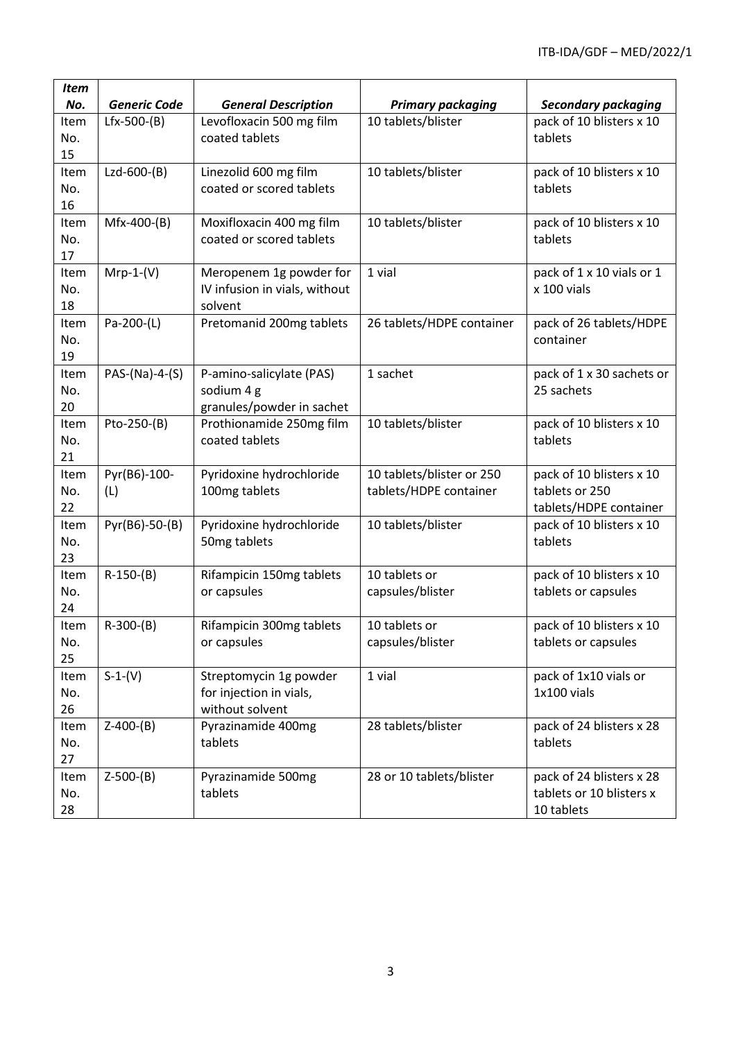| *Item No.* | *Generic Code* | *General Description* | *Primary packaging* | *Secondary packaging* |
|---|---|---|---|---|
| Item No. 15 | Lfx-500-(B) | Levofloxacin 500 mg film coated tablets | 10 tablets/blister | pack of 10 blisters x 10 tablets |
| Item No. 16 | Lzd-600-(B) | Linezolid 600 mg film coated or scored tablets | 10 tablets/blister | pack of 10 blisters x 10 tablets |
| Item No. 17 | Mfx-400-(B) | Moxifloxacin 400 mg film coated or scored tablets | 10 tablets/blister | pack of 10 blisters x 10 tablets |
| Item No. 18 | Mrp-1-(V) | Meropenem 1g powder for IV infusion in vials, without solvent | 1 vial | pack of 1 x 10 vials or 1 x 100 vials |
| Item No. 19 | Pa-200-(L) | Pretomanid 200mg tablets | 26 tablets/HDPE container | pack of 26 tablets/HDPE container |
| Item No. 20 | PAS-(Na)-4-(S) | P-amino-salicylate (PAS) sodium 4 g granules/powder in sachet | 1 sachet | pack of 1 x 30 sachets or 25 sachets |
| Item No. 21 | Pto-250-(B) | Prothionamide 250mg film coated tablets | 10 tablets/blister | pack of 10 blisters x 10 tablets |
| Item No. 22 | Pyr(B6)-100-(L) | Pyridoxine hydrochloride 100mg tablets | 10 tablets/blister or 250 tablets/HDPE container | pack of 10 blisters x 10 tablets or 250 tablets/HDPE container |
| Item No. 23 | Pyr(B6)-50-(B) | Pyridoxine hydrochloride 50mg tablets | 10 tablets/blister | pack of 10 blisters x 10 tablets |
| Item No. 24 | R-150-(B) | Rifampicin 150mg tablets or capsules | 10 tablets or capsules/blister | pack of 10 blisters x 10 tablets or capsules |
| Item No. 25 | R-300-(B) | Rifampicin 300mg tablets or capsules | 10 tablets or capsules/blister | pack of 10 blisters x 10 tablets or capsules |
| Item No. 26 | S-1-(V) | Streptomycin 1g powder for injection in vials, without solvent | 1 vial | pack of 1x10 vials or 1x100 vials |
| Item No. 27 | Z-400-(B) | Pyrazinamide 400mg tablets | 28 tablets/blister | pack of 24 blisters x 28 tablets |
| Item No. 28 | Z-500-(B) | Pyrazinamide 500mg tablets | 28 or 10 tablets/blister | pack of 24 blisters x 28 tablets or 10 blisters x 10 tablets |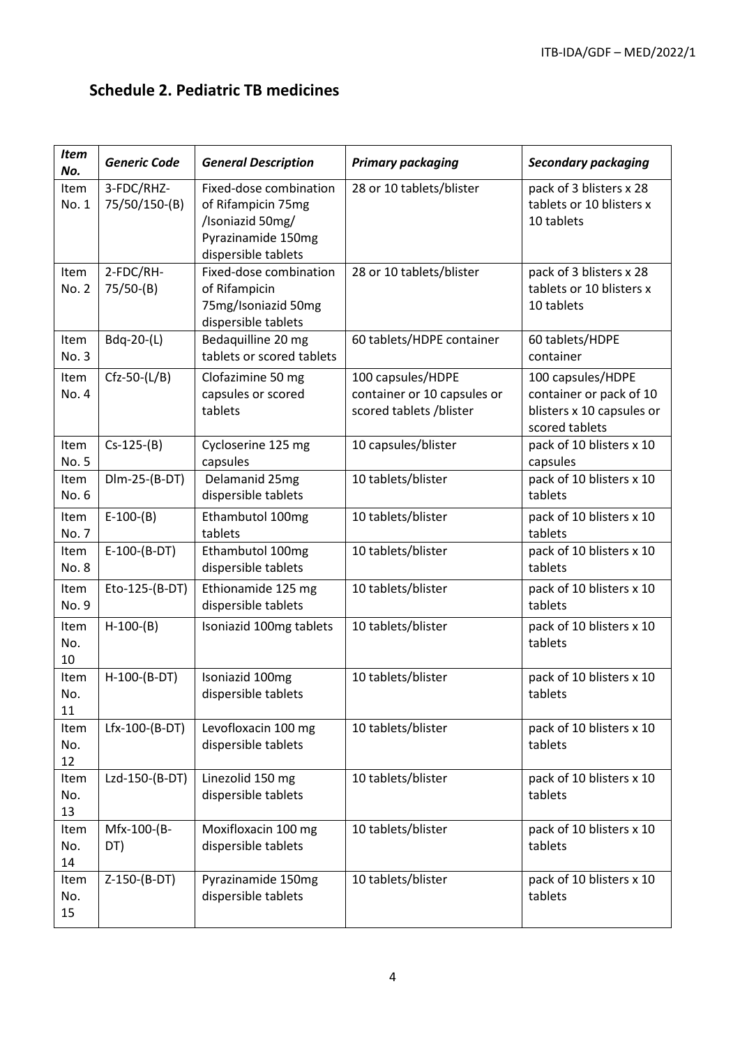## Schedule 2. Pediatric TB medicines

| ***Item No.*** | ***Generic Code*** | ***General Description*** | ***Primary packaging*** | ***Secondary packaging*** |
|---|---|---|---|---|
| Item No. 1 | 3-FDC/RHZ-75/50/150-(B) | Fixed-dose combination of Rifampicin 75mg /Isoniazid 50mg/ Pyrazinamide 150mg dispersible tablets | 28 or 10 tablets/blister | pack of 3 blisters x 28 tablets or 10 blisters x 10 tablets |
| Item No. 2 | 2-FDC/RH-75/50-(B) | Fixed-dose combination of Rifampicin 75mg/Isoniazid 50mg dispersible tablets | 28 or 10 tablets/blister | pack of 3 blisters x 28 tablets or 10 blisters x 10 tablets |
| Item No. 3 | Bdq-20-(L) | Bedaquilline 20 mg tablets or scored tablets | 60 tablets/HDPE container | 60 tablets/HDPE container |
| Item No. 4 | Cfz-50-(L/B) | Clofazimine 50 mg capsules or scored tablets | 100 capsules/HDPE container or 10 capsules or scored tablets /blister | 100 capsules/HDPE container or pack of 10 blisters x 10 capsules or scored tablets |
| Item No. 5 | Cs-125-(B) | Cycloserine 125 mg capsules | 10 capsules/blister | pack of 10 blisters x 10 capsules |
| Item No. 6 | Dlm-25-(B-DT) | Delamanid 25mg dispersible tablets | 10 tablets/blister | pack of 10 blisters x 10 tablets |
| Item No. 7 | E-100-(B) | Ethambutol 100mg tablets | 10 tablets/blister | pack of 10 blisters x 10 tablets |
| Item No. 8 | E-100-(B-DT) | Ethambutol 100mg dispersible tablets | 10 tablets/blister | pack of 10 blisters x 10 tablets |
| Item No. 9 | Eto-125-(B-DT) | Ethionamide 125 mg dispersible tablets | 10 tablets/blister | pack of 10 blisters x 10 tablets |
| Item No. 10 | H-100-(B) | Isoniazid 100mg tablets | 10 tablets/blister | pack of 10 blisters x 10 tablets |
| Item No. 11 | H-100-(B-DT) | Isoniazid 100mg dispersible tablets | 10 tablets/blister | pack of 10 blisters x 10 tablets |
| Item No. 12 | Lfx-100-(B-DT) | Levofloxacin 100 mg dispersible tablets | 10 tablets/blister | pack of 10 blisters x 10 tablets |
| Item No. 13 | Lzd-150-(B-DT) | Linezolid 150 mg dispersible tablets | 10 tablets/blister | pack of 10 blisters x 10 tablets |
| Item No. 14 | Mfx-100-(B-DT) | Moxifloxacin 100 mg dispersible tablets | 10 tablets/blister | pack of 10 blisters x 10 tablets |
| Item No. 15 | Z-150-(B-DT) | Pyrazinamide 150mg dispersible tablets | 10 tablets/blister | pack of 10 blisters x 10 tablets |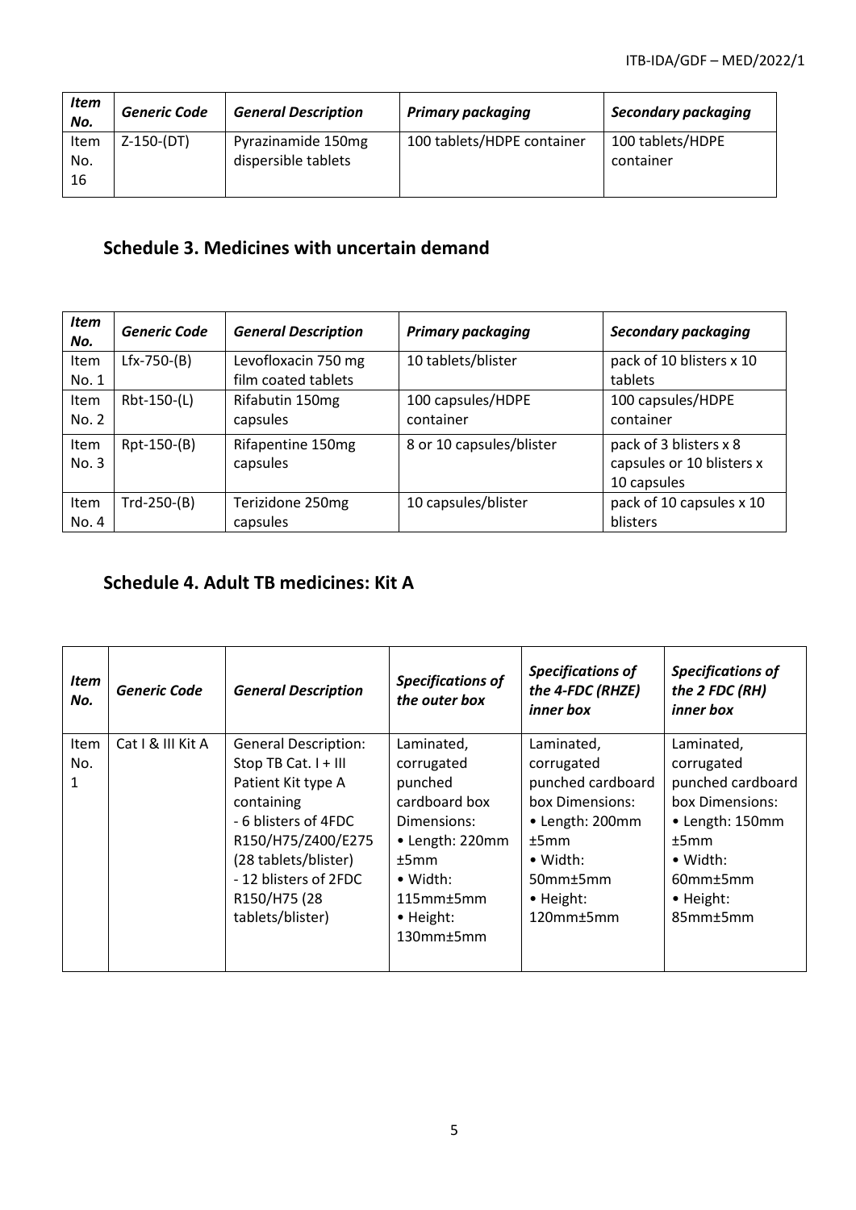| *Item No.* | *Generic Code* | *General Description* | *Primary packaging* | *Secondary packaging* |
|---|---|---|---|---|
| Item No. 16 | Z-150-(DT) | Pyrazinamide 150mg dispersible tablets | 100 tablets/HDPE container | 100 tablets/HDPE container |

## Schedule 3. Medicines with uncertain demand

| *Item No.* | *Generic Code* | *General Description* | *Primary packaging* | *Secondary packaging* |
|---|---|---|---|---|
| Item No. 1 | Lfx-750-(B) | Levofloxacin 750 mg film coated tablets | 10 tablets/blister | pack of 10 blisters x 10 tablets |
| Item No. 2 | Rbt-150-(L) | Rifabutin 150mg capsules | 100 capsules/HDPE container | 100 capsules/HDPE container |
| Item No. 3 | Rpt-150-(B) | Rifapentine 150mg capsules | 8 or 10 capsules/blister | pack of 3 blisters x 8 capsules or 10 blisters x 10 capsules |
| Item No. 4 | Trd-250-(B) | Terizidone 250mg capsules | 10 capsules/blister | pack of 10 capsules x 10 blisters |

## Schedule 4. Adult TB medicines: Kit A

| *Item No.* | *Generic Code* | *General Description* | *Specifications of the outer box* | *Specifications of the 4-FDC (RHZE) inner box* | *Specifications of the 2 FDC (RH) inner box* |
|---|---|---|---|---|---|
| Item No. 1 | Cat I & III Kit A | General Description: Stop TB Cat. I + III Patient Kit type A containing<br>- 6 blisters of 4FDC R150/H75/Z400/E275 (28 tablets/blister)<br>- 12 blisters of 2FDC R150/H75 (28 tablets/blister) | Laminated, corrugated punched cardboard box Dimensions:<br>• Length: 220mm ±5mm<br>• Width: 115mm±5mm<br>• Height: 130mm±5mm | Laminated, corrugated punched cardboard box Dimensions:<br>• Length: 200mm ±5mm<br>• Width: 50mm±5mm<br>• Height: 120mm±5mm | Laminated, corrugated punched cardboard box Dimensions:<br>• Length: 150mm ±5mm<br>• Width: 60mm±5mm<br>• Height: 85mm±5mm |